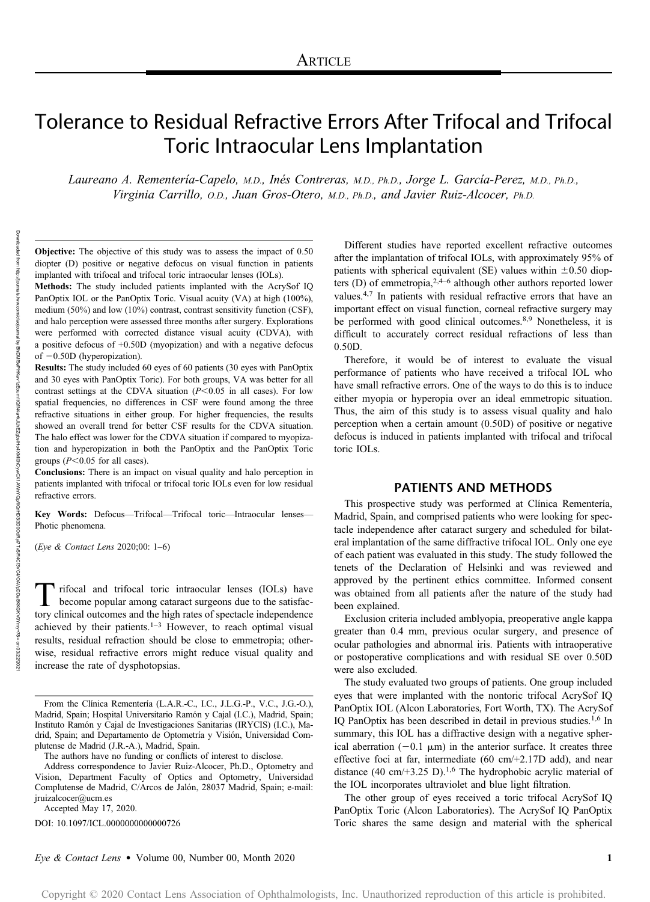# Tolerance to Residual Refractive Errors After Trifocal and Trifocal Toric Intraocular Lens Implantation

*Laureano A. Rementería-Capelo, M.D., Inés Contreras, M.D., Ph.D., Jorge L. García-Perez, M.D., Ph.D., Virginia Carrillo, O.D., Juan Gros-Otero, M.D., Ph.D., and Javier Ruiz-Alcocer, Ph.D.*

**Objective:** The objective of this study was to assess the impact of 0.50 diopter (D) positive or negative defocus on visual function in patients implanted with trifocal and trifocal toric intraocular lenses (IOLs).

**Methods:** The study included patients implanted with the AcrySof IQ PanOptix IOL or the PanOptix Toric. Visual acuity (VA) at high (100%), medium (50%) and low (10%) contrast, contrast sensitivity function (CSF), and halo perception were assessed three months after surgery. Explorations were performed with corrected distance visual acuity (CDVA), with a positive defocus of +0.50D (myopization) and with a negative defocus of −0.50D (hyperopization).

**Results:** The study included 60 eyes of 60 patients (30 eyes with PanOptix and 30 eyes with PanOptix Toric). For both groups, VA was better for all contrast settings at the CDVA situation ($P<0.05$ in all cases). For low spatial frequencies, no differences in CSF were found among the three refractive situations in either group. For higher frequencies, the results showed an overall trend for better CSF results for the CDVA situation. The halo effect was lower for the CDVA situation if compared to myopization and hyperopization in both the PanOptix and the PanOptix Toric groups ($P<0.05$ for all cases).

**Conclusions:** There is an impact on visual quality and halo perception in patients implanted with trifocal or trifocal toric IOLs even for low residual refractive errors.

**Key Words:** Defocus—Trifocal—Trifocal toric—Intraocular lenses—Photic phenomena.

(*Eye & Contact Lens* 2020;00: 1–6)

Trifocal and trifocal toric intraocular lenses (IOLs) have become popular among cataract surgeons due to the satisfactory clinical outcomes and the high rates of spectacle independence achieved by their patients.[1–3] However, to reach optimal visual results, residual refraction should be close to emmetropia; otherwise, residual refractive errors might reduce visual quality and increase the rate of dysphotopsias.

From the Clínica Rementería (L.A.R.-C., I.C., J.L.G.-P., V.C., J.G.-O.), Madrid, Spain; Hospital Universitario Ramón y Cajal (I.C.), Madrid, Spain; Instituto Ramón y Cajal de Investigaciones Sanitarias (IRYCIS) (I.C.), Madrid, Spain; and Departamento de Optometría y Visión, Universidad Complutense de Madrid (J.R.-A.), Madrid, Spain.

The authors have no funding or conflicts of interest to disclose.

Address correspondence to Javier Ruiz-Alcocer, Ph.D., Optometry and Vision, Department Faculty of Optics and Optometry, Universidad Complutense de Madrid, C/Arcos de Jalón, 28037 Madrid, Spain; e-mail: jruizalcocer@ucm.es

Accepted May 17, 2020.

DOI: 10.1097/ICL.0000000000000726

Different studies have reported excellent refractive outcomes after the implantation of trifocal IOLs, with approximately 95% of patients with spherical equivalent (SE) values within ±0.50 diopters (D) of emmetropia,[2,4–6] although other authors reported lower values.[4,7] In patients with residual refractive errors that have an important effect on visual function, corneal refractive surgery may be performed with good clinical outcomes.[8,9] Nonetheless, it is difficult to accurately correct residual refractions of less than 0.50D.

Therefore, it would be of interest to evaluate the visual performance of patients who have received a trifocal IOL who have small refractive errors. One of the ways to do this is to induce either myopia or hyperopia over an ideal emmetropic situation. Thus, the aim of this study is to assess visual quality and halo perception when a certain amount (0.50D) of positive or negative defocus is induced in patients implanted with trifocal and trifocal toric IOLs.

## PATIENTS AND METHODS

This prospective study was performed at Clínica Rementería, Madrid, Spain, and comprised patients who were looking for spectacle independence after cataract surgery and scheduled for bilateral implantation of the same diffractive trifocal IOL. Only one eye of each patient was evaluated in this study. The study followed the tenets of the Declaration of Helsinki and was reviewed and approved by the pertinent ethics committee. Informed consent was obtained from all patients after the nature of the study had been explained.

Exclusion criteria included amblyopia, preoperative angle kappa greater than 0.4 mm, previous ocular surgery, and presence of ocular pathologies and abnormal iris. Patients with intraoperative or postoperative complications and with residual SE over 0.50D were also excluded.

The study evaluated two groups of patients. One group included eyes that were implanted with the nontoric trifocal AcrySof IQ PanOptix IOL (Alcon Laboratories, Fort Worth, TX). The AcrySof IQ PanOptix has been described in detail in previous studies.[1,6] In summary, this IOL has a diffractive design with a negative spherical aberration (−0.1 μm) in the anterior surface. It creates three effective foci at far, intermediate (60 cm/+2.17D add), and near distance (40 cm/+3.25 D).[1,6] The hydrophobic acrylic material of the IOL incorporates ultraviolet and blue light filtration.

The other group of eyes received a toric trifocal AcrySof IQ PanOptix Toric (Alcon Laboratories). The AcrySof IQ PanOptix Toric shares the same design and material with the spherical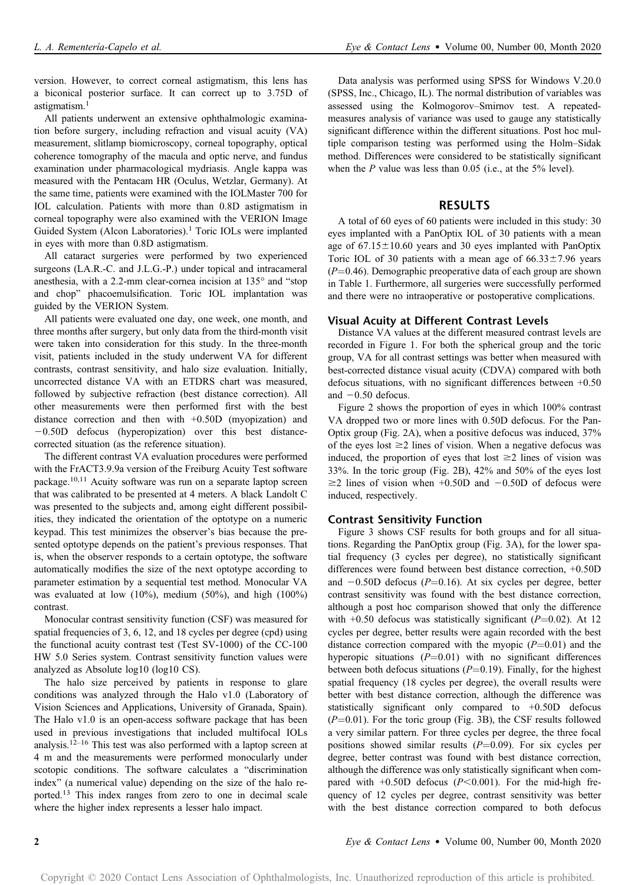version. However, to correct corneal astigmatism, this lens has a biconical posterior surface. It can correct up to 3.75D of astigmatism.[1]

All patients underwent an extensive ophthalmologic examination before surgery, including refraction and visual acuity (VA) measurement, slitlamp biomicroscopy, corneal topography, optical coherence tomography of the macula and optic nerve, and fundus examination under pharmacological mydriasis. Angle kappa was measured with the Pentacam HR (Oculus, Wetzlar, Germany). At the same time, patients were examined with the IOLMaster 700 for IOL calculation. Patients with more than 0.8D astigmatism in corneal topography were also examined with the VERION Image Guided System (Alcon Laboratories).[1] Toric IOLs were implanted in eyes with more than 0.8D astigmatism.

All cataract surgeries were performed by two experienced surgeons (LA.R.-C. and J.L.G.-P.) under topical and intracameral anesthesia, with a 2.2-mm clear-cornea incision at 135° and "stop and chop" phacoemulsification. Toric IOL implantation was guided by the VERION System.

All patients were evaluated one day, one week, one month, and three months after surgery, but only data from the third-month visit were taken into consideration for this study. In the three-month visit, patients included in the study underwent VA for different contrasts, contrast sensitivity, and halo size evaluation. Initially, uncorrected distance VA with an ETDRS chart was measured, followed by subjective refraction (best distance correction). All other measurements were then performed first with the best distance correction and then with +0.50D (myopization) and −0.50D defocus (hyperopization) over this best distance-corrected situation (as the reference situation).

The different contrast VA evaluation procedures were performed with the FrACT3.9.9a version of the Freiburg Acuity Test software package.[10,11] Acuity software was run on a separate laptop screen that was calibrated to be presented at 4 meters. A black Landolt C was presented to the subjects and, among eight different possibilities, they indicated the orientation of the optotype on a numeric keypad. This test minimizes the observer's bias because the presented optotype depends on the patient's previous responses. That is, when the observer responds to a certain optotype, the software automatically modifies the size of the next optotype according to parameter estimation by a sequential test method. Monocular VA was evaluated at low (10%), medium (50%), and high (100%) contrast.

Monocular contrast sensitivity function (CSF) was measured for spatial frequencies of 3, 6, 12, and 18 cycles per degree (cpd) using the functional acuity contrast test (Test SV-1000) of the CC-100 HW 5.0 Series system. Contrast sensitivity function values were analyzed as Absolute log10 (log10 CS).

The halo size perceived by patients in response to glare conditions was analyzed through the Halo v1.0 (Laboratory of Vision Sciences and Applications, University of Granada, Spain). The Halo v1.0 is an open-access software package that has been used in previous investigations that included multifocal IOLs analysis.[12–16] This test was also performed with a laptop screen at 4 m and the measurements were performed monocularly under scotopic conditions. The software calculates a "discrimination index" (a numerical value) depending on the size of the halo reported.[13] This index ranges from zero to one in decimal scale where the higher index represents a lesser halo impact.

Data analysis was performed using SPSS for Windows V.20.0 (SPSS, Inc., Chicago, IL). The normal distribution of variables was assessed using the Kolmogorov–Smirnov test. A repeated-measures analysis of variance was used to gauge any statistically significant difference within the different situations. Post hoc multiple comparison testing was performed using the Holm–Sidak method. Differences were considered to be statistically significant when the $P$ value was less than 0.05 (i.e., at the 5% level).

## RESULTS

A total of 60 eyes of 60 patients were included in this study: 30 eyes implanted with a PanOptix IOL of 30 patients with a mean age of 67.15±10.60 years and 30 eyes implanted with PanOptix Toric IOL of 30 patients with a mean age of 66.33±7.96 years ($P$=0.46). Demographic preoperative data of each group are shown in Table 1. Furthermore, all surgeries were successfully performed and there were no intraoperative or postoperative complications.

### Visual Acuity at Different Contrast Levels

Distance VA values at the different measured contrast levels are recorded in Figure 1. For both the spherical group and the toric group, VA for all contrast settings was better when measured with best-corrected distance visual acuity (CDVA) compared with both defocus situations, with no significant differences between +0.50 and −0.50 defocus.

Figure 2 shows the proportion of eyes in which 100% contrast VA dropped two or more lines with 0.50D defocus. For the PanOptix group (Fig. 2A), when a positive defocus was induced, 37% of the eyes lost ≥2 lines of vision. When a negative defocus was induced, the proportion of eyes that lost ≥2 lines of vision was 33%. In the toric group (Fig. 2B), 42% and 50% of the eyes lost ≥2 lines of vision when +0.50D and −0.50D of defocus were induced, respectively.

### Contrast Sensitivity Function

Figure 3 shows CSF results for both groups and for all situations. Regarding the PanOptix group (Fig. 3A), for the lower spatial frequency (3 cycles per degree), no statistically significant differences were found between best distance correction, +0.50D and −0.50D defocus ($P$=0.16). At six cycles per degree, better contrast sensitivity was found with the best distance correction, although a post hoc comparison showed that only the difference with +0.50 defocus was statistically significant ($P$=0.02). At 12 cycles per degree, better results were again recorded with the best distance correction compared with the myopic ($P$=0.01) and the hyperopic situations ($P$=0.01) with no significant differences between both defocus situations ($P$=0.19). Finally, for the highest spatial frequency (18 cycles per degree), the overall results were better with best distance correction, although the difference was statistically significant only compared to +0.50D defocus ($P$=0.01). For the toric group (Fig. 3B), the CSF results followed a very similar pattern. For three cycles per degree, the three focal positions showed similar results ($P$=0.09). For six cycles per degree, better contrast was found with best distance correction, although the difference was only statistically significant when compared with +0.50D defocus ($P$<0.001). For the mid-high frequency of 12 cycles per degree, contrast sensitivity was better with the best distance correction compared to both defocus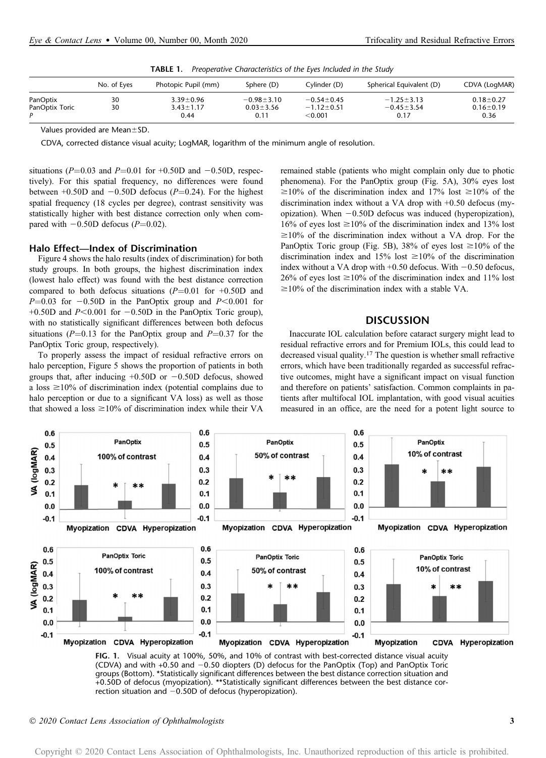**TABLE 1.** *Preoperative Characteristics of the Eyes Included in the Study*

| | No. of Eyes | Photopic Pupil (mm) | Sphere (D) | Cylinder (D) | Spherical Equivalent (D) | CDVA (LogMAR) |
|---|---|---|---|---|---|---|
| PanOptix | 30 | 3.39±0.96 | −0.98±3.10 | −0.54±0.45 | −1.25±3.13 | 0.18±0.27 |
| PanOptix Toric | 30 | 3.43±1.17 | 0.03±3.56 | −1.12±0.51 | −0.45±3.54 | 0.16±0.19 |
| *P* | | 0.44 | 0.11 | <0.001 | 0.17 | 0.36 |

Values provided are Mean±SD.

CDVA, corrected distance visual acuity; LogMAR, logarithm of the minimum angle of resolution.

situations ($P$=0.03 and $P$=0.01 for +0.50D and −0.50D, respectively). For this spatial frequency, no differences were found between +0.50D and −0.50D defocus ($P$=0.24). For the highest spatial frequency (18 cycles per degree), contrast sensitivity was statistically higher with best distance correction only when compared with −0.50D defocus ($P$=0.02).

### Halo Effect—Index of Discrimination

Figure 4 shows the halo results (index of discrimination) for both study groups. In both groups, the highest discrimination index (lowest halo effect) was found with the best distance correction compared to both defocus situations ($P$=0.01 for +0.50D and $P$=0.03 for −0.50D in the PanOptix group and $P$<0.001 for +0.50D and $P$<0.001 for −0.50D in the PanOptix Toric group), with no statistically significant differences between both defocus situations ($P$=0.13 for the PanOptix group and $P$=0.37 for the PanOptix Toric group, respectively).

To properly assess the impact of residual refractive errors on halo perception, Figure 5 shows the proportion of patients in both groups that, after inducing +0.50D or −0.50D defocus, showed a loss ≥10% of discrimination index (potential complains due to halo perception or due to a significant VA loss) as well as those that showed a loss ≥10% of discrimination index while their VA remained stable (patients who might complain only due to photic phenomena). For the PanOptix group (Fig. 5A), 30% eyes lost ≥10% of the discrimination index and 17% lost ≥10% of the discrimination index without a VA drop with +0.50 defocus (myopization). When −0.50D defocus was induced (hyperopization), 16% of eyes lost ≥10% of the discrimination index and 13% lost ≥10% of the discrimination index without a VA drop. For the PanOptix Toric group (Fig. 5B), 38% of eyes lost ≥10% of the discrimination index and 15% lost ≥10% of the discrimination index without a VA drop with +0.50 defocus. With −0.50 defocus, 26% of eyes lost ≥10% of the discrimination index and 11% lost ≥10% of the discrimination index with a stable VA.

## DISCUSSION

Inaccurate IOL calculation before cataract surgery might lead to residual refractive errors and for Premium IOLs, this could lead to decreased visual quality.[17] The question is whether small refractive errors, which have been traditionally regarded as successful refractive outcomes, might have a significant impact on visual function and therefore on patients' satisfaction. Common complaints in patients after multifocal IOL implantation, with good visual acuities measured in an office, are the need for a potent light source to

**FIG. 1.** Visual acuity at 100%, 50%, and 10% of contrast with best-corrected distance visual acuity (CDVA) and with +0.50 and −0.50 diopters (D) defocus for the PanOptix (Top) and PanOptix Toric groups (Bottom). *Statistically significant differences between the best distance correction situation and +0.50D of defocus (myopization). **Statistically significant differences between the best distance correction situation and −0.50D of defocus (hyperopization).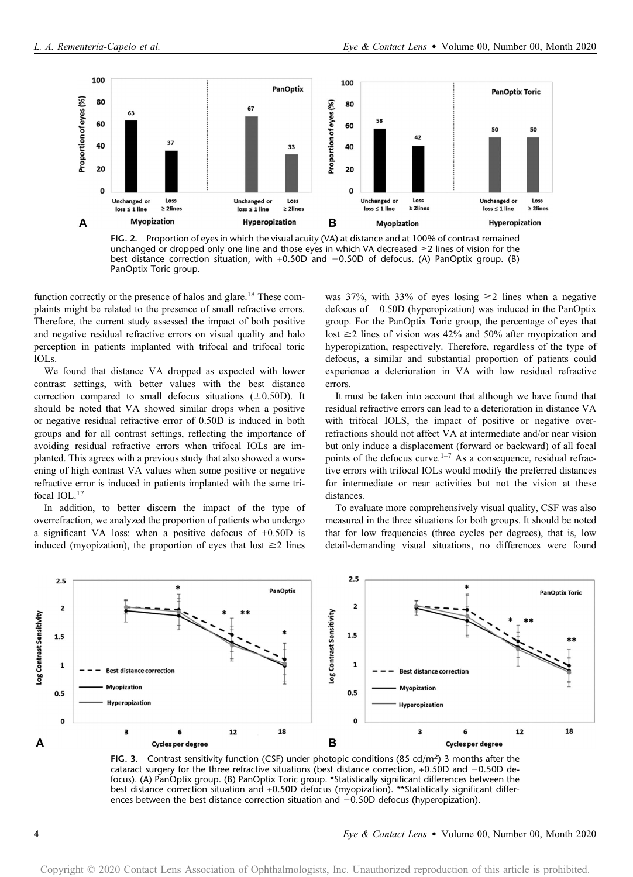FIG. 2. Proportion of eyes in which the visual acuity (VA) at distance and at 100% of contrast remained unchanged or dropped only one line and those eyes in which VA decreased ≥2 lines of vision for the best distance correction situation, with +0.50D and −0.50D of defocus. (A) PanOptix group. (B) PanOptix Toric group.

function correctly or the presence of halos and glare.[18] These complaints might be related to the presence of small refractive errors. Therefore, the current study assessed the impact of both positive and negative residual refractive errors on visual quality and halo perception in patients implanted with trifocal and trifocal toric IOLs.

We found that distance VA dropped as expected with lower contrast settings, with better values with the best distance correction compared to small defocus situations (±0.50D). It should be noted that VA showed similar drops when a positive or negative residual refractive error of 0.50D is induced in both groups and for all contrast settings, reflecting the importance of avoiding residual refractive errors when trifocal IOLs are implanted. This agrees with a previous study that also showed a worsening of high contrast VA values when some positive or negative refractive error is induced in patients implanted with the same trifocal IOL.[17]

In addition, to better discern the impact of the type of overrefraction, we analyzed the proportion of patients who undergo a significant VA loss: when a positive defocus of +0.50D is induced (myopization), the proportion of eyes that lost ≥2 lines was 37%, with 33% of eyes losing ≥2 lines when a negative defocus of −0.50D (hyperopization) was induced in the PanOptix group. For the PanOptix Toric group, the percentage of eyes that lost ≥2 lines of vision was 42% and 50% after myopization and hyperopization, respectively. Therefore, regardless of the type of defocus, a similar and substantial proportion of patients could experience a deterioration in VA with low residual refractive errors.

It must be taken into account that although we have found that residual refractive errors can lead to a deterioration in distance VA with trifocal IOLS, the impact of positive or negative overrefractions should not affect VA at intermediate and/or near vision but only induce a displacement (forward or backward) of all focal points of the defocus curve.[1–7] As a consequence, residual refractive errors with trifocal IOLs would modify the preferred distances for intermediate or near activities but not the vision at these distances.

To evaluate more comprehensively visual quality, CSF was also measured in the three situations for both groups. It should be noted that for low frequencies (three cycles per degrees), that is, low detail-demanding visual situations, no differences were found

FIG. 3. Contrast sensitivity function (CSF) under photopic conditions (85 cd/m$^2$) 3 months after the cataract surgery for the three refractive situations (best distance correction, +0.50D and −0.50D defocus). (A) PanOptix group. (B) PanOptix Toric group. *Statistically significant differences between the best distance correction situation and +0.50D defocus (myopization). **Statistically significant differences between the best distance correction situation and −0.50D defocus (hyperopization).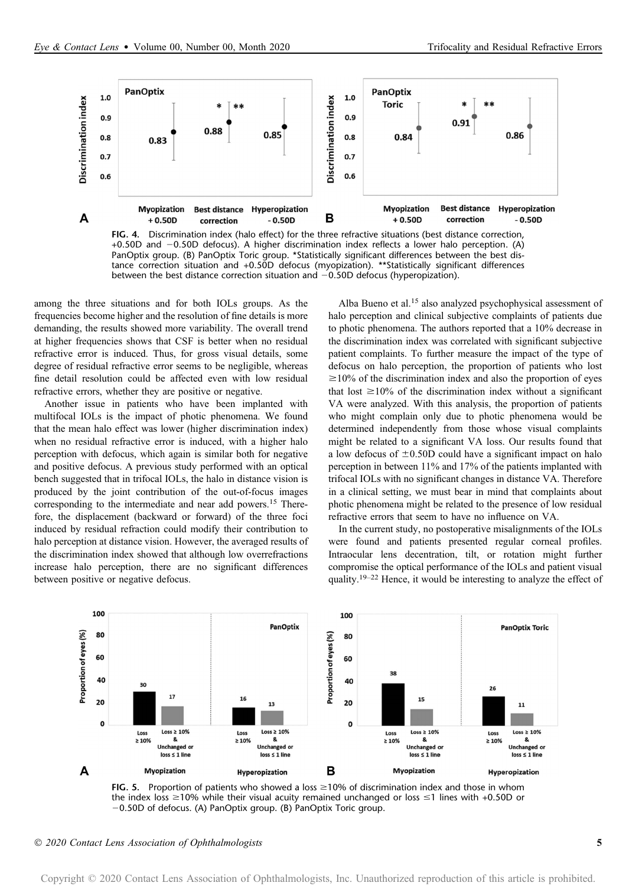FIG. 4. Discrimination index (halo effect) for the three refractive situations (best distance correction, +0.50D and −0.50D defocus). A higher discrimination index reflects a lower halo perception. (A) PanOptix group. (B) PanOptix Toric group. *Statistically significant differences between the best distance correction situation and +0.50D defocus (myopization). **Statistically significant differences between the best distance correction situation and −0.50D defocus (hyperopization).

among the three situations and for both IOLs groups. As the frequencies become higher and the resolution of fine details is more demanding, the results showed more variability. The overall trend at higher frequencies shows that CSF is better when no residual refractive error is induced. Thus, for gross visual details, some degree of residual refractive error seems to be negligible, whereas fine detail resolution could be affected even with low residual refractive errors, whether they are positive or negative.

Another issue in patients who have been implanted with multifocal IOLs is the impact of photic phenomena. We found that the mean halo effect was lower (higher discrimination index) when no residual refractive error is induced, with a higher halo perception with defocus, which again is similar both for negative and positive defocus. A previous study performed with an optical bench suggested that in trifocal IOLs, the halo in distance vision is produced by the joint contribution of the out-of-focus images corresponding to the intermediate and near add powers.[15] Therefore, the displacement (backward or forward) of the three foci induced by residual refraction could modify their contribution to halo perception at distance vision. However, the averaged results of the discrimination index showed that although low overrefractions increase halo perception, there are no significant differences between positive or negative defocus.

Alba Bueno et al.[15] also analyzed psychophysical assessment of halo perception and clinical subjective complaints of patients due to photic phenomena. The authors reported that a 10% decrease in the discrimination index was correlated with significant subjective patient complaints. To further measure the impact of the type of defocus on halo perception, the proportion of patients who lost ≥10% of the discrimination index and also the proportion of eyes that lost ≥10% of the discrimination index without a significant VA were analyzed. With this analysis, the proportion of patients who might complain only due to photic phenomena would be determined independently from those whose visual complaints might be related to a significant VA loss. Our results found that a low defocus of ±0.50D could have a significant impact on halo perception in between 11% and 17% of the patients implanted with trifocal IOLs with no significant changes in distance VA. Therefore in a clinical setting, we must bear in mind that complaints about photic phenomena might be related to the presence of low residual refractive errors that seem to have no influence on VA.

In the current study, no postoperative misalignments of the IOLs were found and patients presented regular corneal profiles. Intraocular lens decentration, tilt, or rotation might further compromise the optical performance of the IOLs and patient visual quality.[19–22] Hence, it would be interesting to analyze the effect of

FIG. 5. Proportion of patients who showed a loss ≥10% of discrimination index and those in whom the index loss ≥10% while their visual acuity remained unchanged or loss ≤1 lines with +0.50D or −0.50D of defocus. (A) PanOptix group. (B) PanOptix Toric group.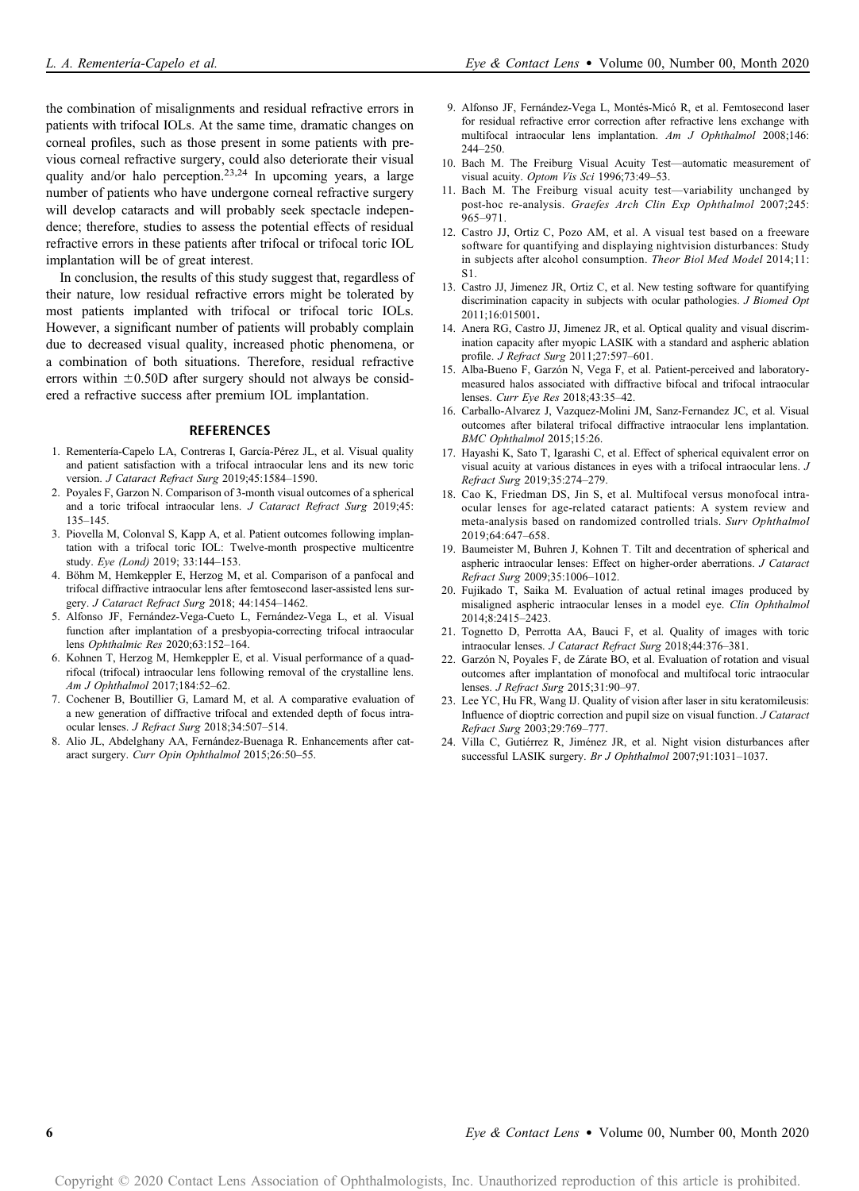the combination of misalignments and residual refractive errors in patients with trifocal IOLs. At the same time, dramatic changes on corneal profiles, such as those present in some patients with previous corneal refractive surgery, could also deteriorate their visual quality and/or halo perception.[23,24] In upcoming years, a large number of patients who have undergone corneal refractive surgery will develop cataracts and will probably seek spectacle independence; therefore, studies to assess the potential effects of residual refractive errors in these patients after trifocal or trifocal toric IOL implantation will be of great interest.

In conclusion, the results of this study suggest that, regardless of their nature, low residual refractive errors might be tolerated by most patients implanted with trifocal or trifocal toric IOLs. However, a significant number of patients will probably complain due to decreased visual quality, increased photic phenomena, or a combination of both situations. Therefore, residual refractive errors within ±0.50D after surgery should not always be considered a refractive success after premium IOL implantation.

## REFERENCES

1. Rementería-Capelo LA, Contreras I, García-Pérez JL, et al. Visual quality and patient satisfaction with a trifocal intraocular lens and its new toric version. *J Cataract Refract Surg* 2019;45:1584–1590.
2. Poyales F, Garzon N. Comparison of 3-month visual outcomes of a spherical and a toric trifocal intraocular lens. *J Cataract Refract Surg* 2019;45: 135–145.
3. Piovella M, Colonval S, Kapp A, et al. Patient outcomes following implantation with a trifocal toric IOL: Twelve-month prospective multicentre study. *Eye (Lond)* 2019; 33:144–153.
4. Böhm M, Hemkeppler E, Herzog M, et al. Comparison of a panfocal and trifocal diffractive intraocular lens after femtosecond laser-assisted lens surgery. *J Cataract Refract Surg* 2018; 44:1454–1462.
5. Alfonso JF, Fernández-Vega-Cueto L, Fernández-Vega L, et al. Visual function after implantation of a presbyopia-correcting trifocal intraocular lens *Ophthalmic Res* 2020;63:152–164.
6. Kohnen T, Herzog M, Hemkeppler E, et al. Visual performance of a quadrifocal (trifocal) intraocular lens following removal of the crystalline lens. *Am J Ophthalmol* 2017;184:52–62.
7. Cochener B, Boutillier G, Lamard M, et al. A comparative evaluation of a new generation of diffractive trifocal and extended depth of focus intraocular lenses. *J Refract Surg* 2018;34:507–514.
8. Alio JL, Abdelghany AA, Fernández-Buenaga R. Enhancements after cataract surgery. *Curr Opin Ophthalmol* 2015;26:50–55.
9. Alfonso JF, Fernández-Vega L, Montés-Micó R, et al. Femtosecond laser for residual refractive error correction after refractive lens exchange with multifocal intraocular lens implantation. *Am J Ophthalmol* 2008;146: 244–250.
10. Bach M. The Freiburg Visual Acuity Test—automatic measurement of visual acuity. *Optom Vis Sci* 1996;73:49–53.
11. Bach M. The Freiburg visual acuity test—variability unchanged by post-hoc re-analysis. *Graefes Arch Clin Exp Ophthalmol* 2007;245: 965–971.
12. Castro JJ, Ortiz C, Pozo AM, et al. A visual test based on a freeware software for quantifying and displaying nightvision disturbances: Study in subjects after alcohol consumption. *Theor Biol Med Model* 2014;11: S1.
13. Castro JJ, Jimenez JR, Ortiz C, et al. New testing software for quantifying discrimination capacity in subjects with ocular pathologies. *J Biomed Opt* 2011;16:015001.
14. Anera RG, Castro JJ, Jimenez JR, et al. Optical quality and visual discrimination capacity after myopic LASIK with a standard and aspheric ablation profile. *J Refract Surg* 2011;27:597–601.
15. Alba-Bueno F, Garzón N, Vega F, et al. Patient-perceived and laboratory-measured halos associated with diffractive bifocal and trifocal intraocular lenses. *Curr Eye Res* 2018;43:35–42.
16. Carballo-Alvarez J, Vazquez-Molini JM, Sanz-Fernandez JC, et al. Visual outcomes after bilateral trifocal diffractive intraocular lens implantation. *BMC Ophthalmol* 2015;15:26.
17. Hayashi K, Sato T, Igarashi C, et al. Effect of spherical equivalent error on visual acuity at various distances in eyes with a trifocal intraocular lens. *J Refract Surg* 2019;35:274–279.
18. Cao K, Friedman DS, Jin S, et al. Multifocal versus monofocal intraocular lenses for age-related cataract patients: A system review and meta-analysis based on randomized controlled trials. *Surv Ophthalmol* 2019;64:647–658.
19. Baumeister M, Buhren J, Kohnen T. Tilt and decentration of spherical and aspheric intraocular lenses: Effect on higher-order aberrations. *J Cataract Refract Surg* 2009;35:1006–1012.
20. Fujikado T, Saika M. Evaluation of actual retinal images produced by misaligned aspheric intraocular lenses in a model eye. *Clin Ophthalmol* 2014;8:2415–2423.
21. Tognetto D, Perrotta AA, Bauci F, et al. Quality of images with toric intraocular lenses. *J Cataract Refract Surg* 2018;44:376–381.
22. Garzón N, Poyales F, de Zárate BO, et al. Evaluation of rotation and visual outcomes after implantation of monofocal and multifocal toric intraocular lenses. *J Refract Surg* 2015;31:90–97.
23. Lee YC, Hu FR, Wang IJ. Quality of vision after laser in situ keratomileusis: Influence of dioptric correction and pupil size on visual function. *J Cataract Refract Surg* 2003;29:769–777.
24. Villa C, Gutiérrez R, Jiménez JR, et al. Night vision disturbances after successful LASIK surgery. *Br J Ophthalmol* 2007;91:1031–1037.